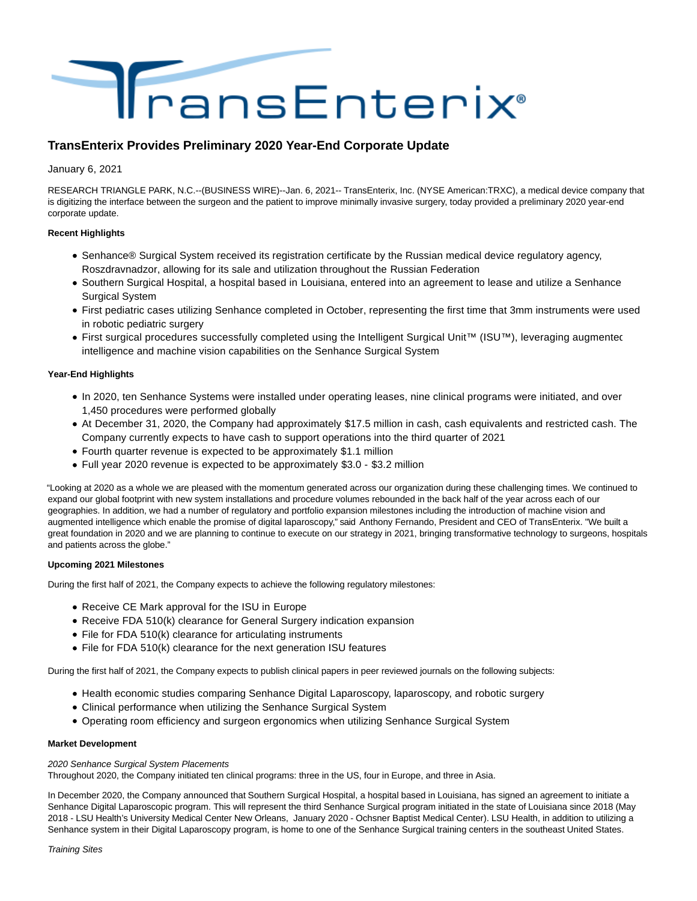# TransEnterix Provides Preliminary 2020 Year-End Corporate Update

January 6, 2021

RESEARCH TRIANGLE PARK, N.C.--(BUSINESS WIRE)--Jan. 6, 2021-- TransEnterix, Inc. (NYSE American:TRXC), a medical device company that is digitizing the interface between the surgeon and the patient to improve minimally invasive surgery, today provided a preliminary 2020 year-end corporate update.

**Recent Highlights**

- Senhance® Surgical System received its registration certificate by the Russian medical device regulatory agency, Roszdravnadzor, allowing for its sale and utilization throughout the Russian Federation
- Southern Surgical Hospital, a hospital based in Louisiana, entered into an agreement to lease and utilize a Senhance Surgical System
- First pediatric cases utilizing Senhance completed in October, representing the first time that 3mm instruments were used in robotic pediatric surgery
- First surgical procedures successfully completed using the Intelligent Surgical Unit™ (ISU™), leveraging augmented intelligence and machine vision capabilities on the Senhance Surgical System

**Year-End Highlights**

- In 2020, ten Senhance Systems were installed under operating leases, nine clinical programs were initiated, and over 1,450 procedures were performed globally
- At December 31, 2020, the Company had approximately $17.5 million in cash, cash equivalents and restricted cash. The Company currently expects to have cash to support operations into the third quarter of 2021
- Fourth quarter revenue is expected to be approximately $1.1 million
- Full year 2020 revenue is expected to be approximately $3.0 - $3.2 million

"Looking at 2020 as a whole we are pleased with the momentum generated across our organization during these challenging times. We continued to expand our global footprint with new system installations and procedure volumes rebounded in the back half of the year across each of our geographies. In addition, we had a number of regulatory and portfolio expansion milestones including the introduction of machine vision and augmented intelligence which enable the promise of digital laparoscopy," said Anthony Fernando, President and CEO of TransEnterix. "We built a great foundation in 2020 and we are planning to continue to execute on our strategy in 2021, bringing transformative technology to surgeons, hospitals and patients across the globe."

**Upcoming 2021 Milestones**

During the first half of 2021, the Company expects to achieve the following regulatory milestones:

- Receive CE Mark approval for the ISU in Europe
- Receive FDA 510(k) clearance for General Surgery indication expansion
- File for FDA 510(k) clearance for articulating instruments
- File for FDA 510(k) clearance for the next generation ISU features

During the first half of 2021, the Company expects to publish clinical papers in peer reviewed journals on the following subjects:

- Health economic studies comparing Senhance Digital Laparoscopy, laparoscopy, and robotic surgery
- Clinical performance when utilizing the Senhance Surgical System
- Operating room efficiency and surgeon ergonomics when utilizing Senhance Surgical System

**Market Development**

*2020 Senhance Surgical System Placements*

Throughout 2020, the Company initiated ten clinical programs: three in the US, four in Europe, and three in Asia.

In December 2020, the Company announced that Southern Surgical Hospital, a hospital based in Louisiana, has signed an agreement to initiate a Senhance Digital Laparoscopic program. This will represent the third Senhance Surgical program initiated in the state of Louisiana since 2018 (May 2018 - LSU Health's University Medical Center New Orleans, January 2020 - Ochsner Baptist Medical Center). LSU Health, in addition to utilizing a Senhance system in their Digital Laparoscopy program, is home to one of the Senhance Surgical training centers in the southeast United States.

*Training Sites*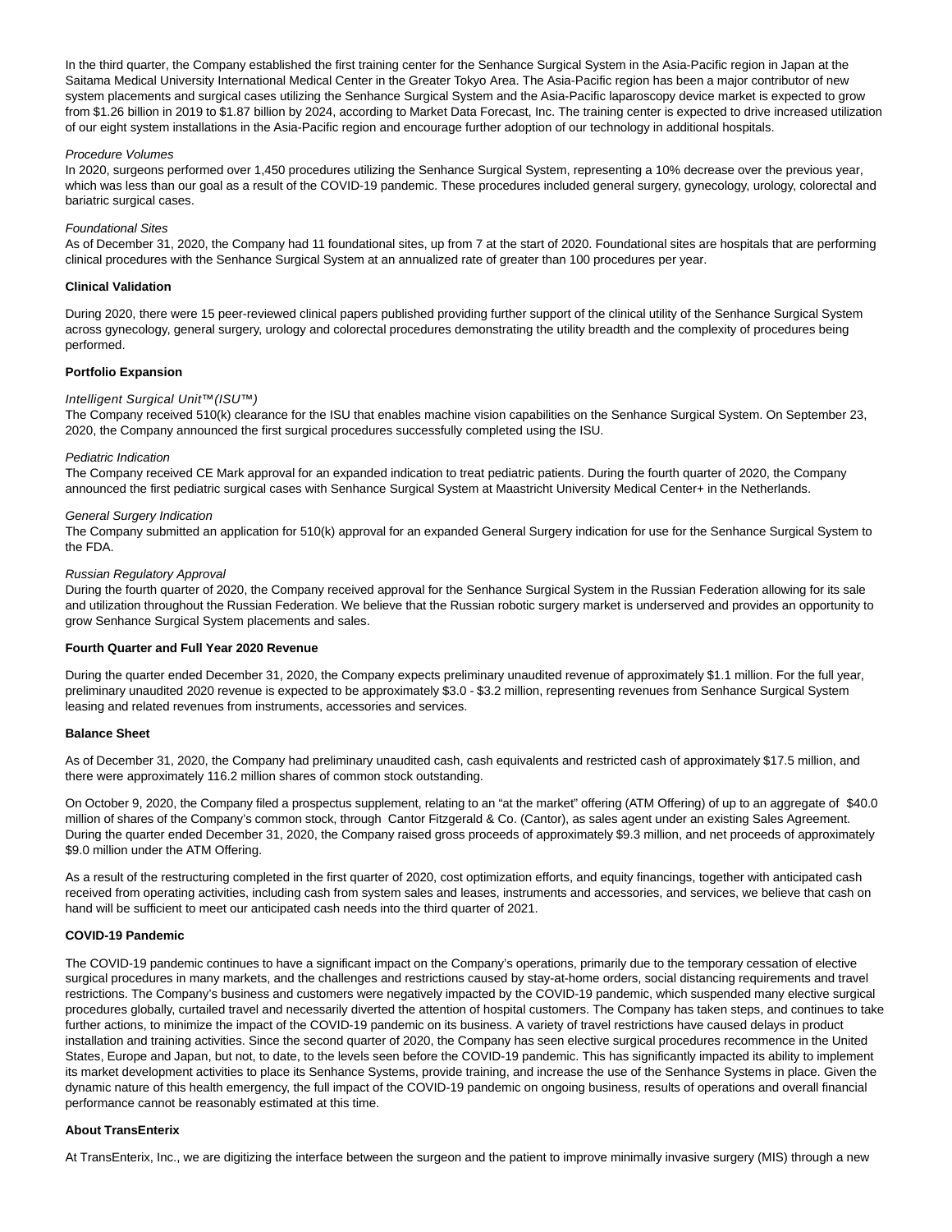In the third quarter, the Company established the first training center for the Senhance Surgical System in the Asia-Pacific region in Japan at the Saitama Medical University International Medical Center in the Greater Tokyo Area. The Asia-Pacific region has been a major contributor of new system placements and surgical cases utilizing the Senhance Surgical System and the Asia-Pacific laparoscopy device market is expected to grow from $1.26 billion in 2019 to $1.87 billion by 2024, according to Market Data Forecast, Inc. The training center is expected to drive increased utilization of our eight system installations in the Asia-Pacific region and encourage further adoption of our technology in additional hospitals.

*Procedure Volumes*

In 2020, surgeons performed over 1,450 procedures utilizing the Senhance Surgical System, representing a 10% decrease over the previous year, which was less than our goal as a result of the COVID-19 pandemic. These procedures included general surgery, gynecology, urology, colorectal and bariatric surgical cases.

*Foundational Sites*

As of December 31, 2020, the Company had 11 foundational sites, up from 7 at the start of 2020. Foundational sites are hospitals that are performing clinical procedures with the Senhance Surgical System at an annualized rate of greater than 100 procedures per year.

**Clinical Validation**

During 2020, there were 15 peer-reviewed clinical papers published providing further support of the clinical utility of the Senhance Surgical System across gynecology, general surgery, urology and colorectal procedures demonstrating the utility breadth and the complexity of procedures being performed.

**Portfolio Expansion**

*Intelligent Surgical Unit™(ISU™)*

The Company received 510(k) clearance for the ISU that enables machine vision capabilities on the Senhance Surgical System. On September 23, 2020, the Company announced the first surgical procedures successfully completed using the ISU.

*Pediatric Indication*

The Company received CE Mark approval for an expanded indication to treat pediatric patients. During the fourth quarter of 2020, the Company announced the first pediatric surgical cases with Senhance Surgical System at Maastricht University Medical Center+ in the Netherlands.

*General Surgery Indication*

The Company submitted an application for 510(k) approval for an expanded General Surgery indication for use for the Senhance Surgical System to the FDA.

*Russian Regulatory Approval*

During the fourth quarter of 2020, the Company received approval for the Senhance Surgical System in the Russian Federation allowing for its sale and utilization throughout the Russian Federation. We believe that the Russian robotic surgery market is underserved and provides an opportunity to grow Senhance Surgical System placements and sales.

**Fourth Quarter and Full Year 2020 Revenue**

During the quarter ended December 31, 2020, the Company expects preliminary unaudited revenue of approximately $1.1 million. For the full year, preliminary unaudited 2020 revenue is expected to be approximately $3.0 - $3.2 million, representing revenues from Senhance Surgical System leasing and related revenues from instruments, accessories and services.

**Balance Sheet**

As of December 31, 2020, the Company had preliminary unaudited cash, cash equivalents and restricted cash of approximately $17.5 million, and there were approximately 116.2 million shares of common stock outstanding.

On October 9, 2020, the Company filed a prospectus supplement, relating to an "at the market" offering (ATM Offering) of up to an aggregate of $40.0 million of shares of the Company's common stock, through Cantor Fitzgerald & Co. (Cantor), as sales agent under an existing Sales Agreement. During the quarter ended December 31, 2020, the Company raised gross proceeds of approximately $9.3 million, and net proceeds of approximately $9.0 million under the ATM Offering.

As a result of the restructuring completed in the first quarter of 2020, cost optimization efforts, and equity financings, together with anticipated cash received from operating activities, including cash from system sales and leases, instruments and accessories, and services, we believe that cash on hand will be sufficient to meet our anticipated cash needs into the third quarter of 2021.

**COVID-19 Pandemic**

The COVID-19 pandemic continues to have a significant impact on the Company's operations, primarily due to the temporary cessation of elective surgical procedures in many markets, and the challenges and restrictions caused by stay-at-home orders, social distancing requirements and travel restrictions. The Company's business and customers were negatively impacted by the COVID-19 pandemic, which suspended many elective surgical procedures globally, curtailed travel and necessarily diverted the attention of hospital customers. The Company has taken steps, and continues to take further actions, to minimize the impact of the COVID-19 pandemic on its business. A variety of travel restrictions have caused delays in product installation and training activities. Since the second quarter of 2020, the Company has seen elective surgical procedures recommence in the United States, Europe and Japan, but not, to date, to the levels seen before the COVID-19 pandemic. This has significantly impacted its ability to implement its market development activities to place its Senhance Systems, provide training, and increase the use of the Senhance Systems in place. Given the dynamic nature of this health emergency, the full impact of the COVID-19 pandemic on ongoing business, results of operations and overall financial performance cannot be reasonably estimated at this time.

**About TransEnterix**

At TransEnterix, Inc., we are digitizing the interface between the surgeon and the patient to improve minimally invasive surgery (MIS) through a new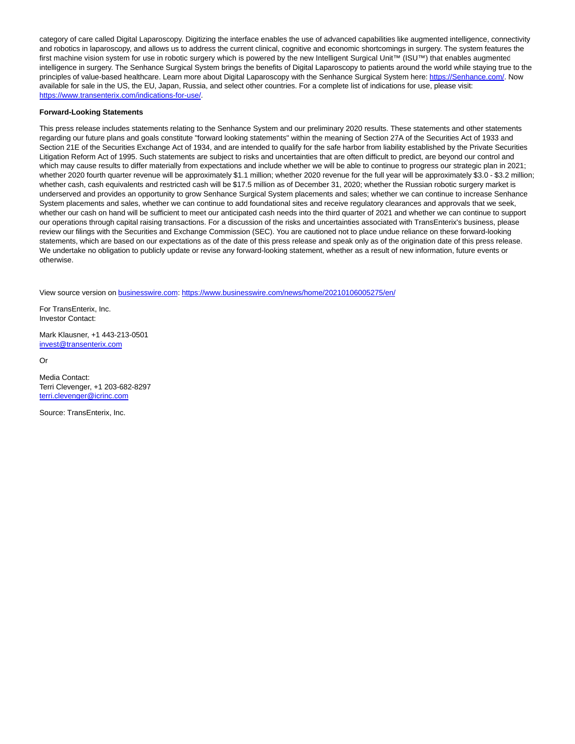category of care called Digital Laparoscopy. Digitizing the interface enables the use of advanced capabilities like augmented intelligence, connectivity and robotics in laparoscopy, and allows us to address the current clinical, cognitive and economic shortcomings in surgery. The system features the first machine vision system for use in robotic surgery which is powered by the new Intelligent Surgical Unit™ (ISU™) that enables augmented intelligence in surgery. The Senhance Surgical System brings the benefits of Digital Laparoscopy to patients around the world while staying true to the principles of value-based healthcare. Learn more about Digital Laparoscopy with the Senhance Surgical System here: [https://Senhance.com/](https://Senhance.com/). Now available for sale in the US, the EU, Japan, Russia, and select other countries. For a complete list of indications for use, please visit: [https://www.transenterix.com/indications-for-use/](https://www.transenterix.com/indications-for-use/).

**Forward-Looking Statements**

This press release includes statements relating to the Senhance System and our preliminary 2020 results. These statements and other statements regarding our future plans and goals constitute "forward looking statements" within the meaning of Section 27A of the Securities Act of 1933 and Section 21E of the Securities Exchange Act of 1934, and are intended to qualify for the safe harbor from liability established by the Private Securities Litigation Reform Act of 1995. Such statements are subject to risks and uncertainties that are often difficult to predict, are beyond our control and which may cause results to differ materially from expectations and include whether we will be able to continue to progress our strategic plan in 2021; whether 2020 fourth quarter revenue will be approximately $1.1 million; whether 2020 revenue for the full year will be approximately $3.0 - $3.2 million; whether cash, cash equivalents and restricted cash will be $17.5 million as of December 31, 2020; whether the Russian robotic surgery market is underserved and provides an opportunity to grow Senhance Surgical System placements and sales; whether we can continue to increase Senhance System placements and sales, whether we can continue to add foundational sites and receive regulatory clearances and approvals that we seek, whether our cash on hand will be sufficient to meet our anticipated cash needs into the third quarter of 2021 and whether we can continue to support our operations through capital raising transactions. For a discussion of the risks and uncertainties associated with TransEnterix's business, please review our filings with the Securities and Exchange Commission (SEC). You are cautioned not to place undue reliance on these forward-looking statements, which are based on our expectations as of the date of this press release and speak only as of the origination date of this press release. We undertake no obligation to publicly update or revise any forward-looking statement, whether as a result of new information, future events or otherwise.

View source version on [businesswire.com](https://businesswire.com): [https://www.businesswire.com/news/home/20210106005275/en/](https://www.businesswire.com/news/home/20210106005275/en/)

For TransEnterix, Inc.  
Investor Contact:

Mark Klausner, +1 443-213-0501  
[invest@transenterix.com](mailto:invest@transenterix.com)

Or

Media Contact:  
Terri Clevenger, +1 203-682-8297  
[terri.clevenger@icrinc.com](mailto:terri.clevenger@icrinc.com)

Source: TransEnterix, Inc.